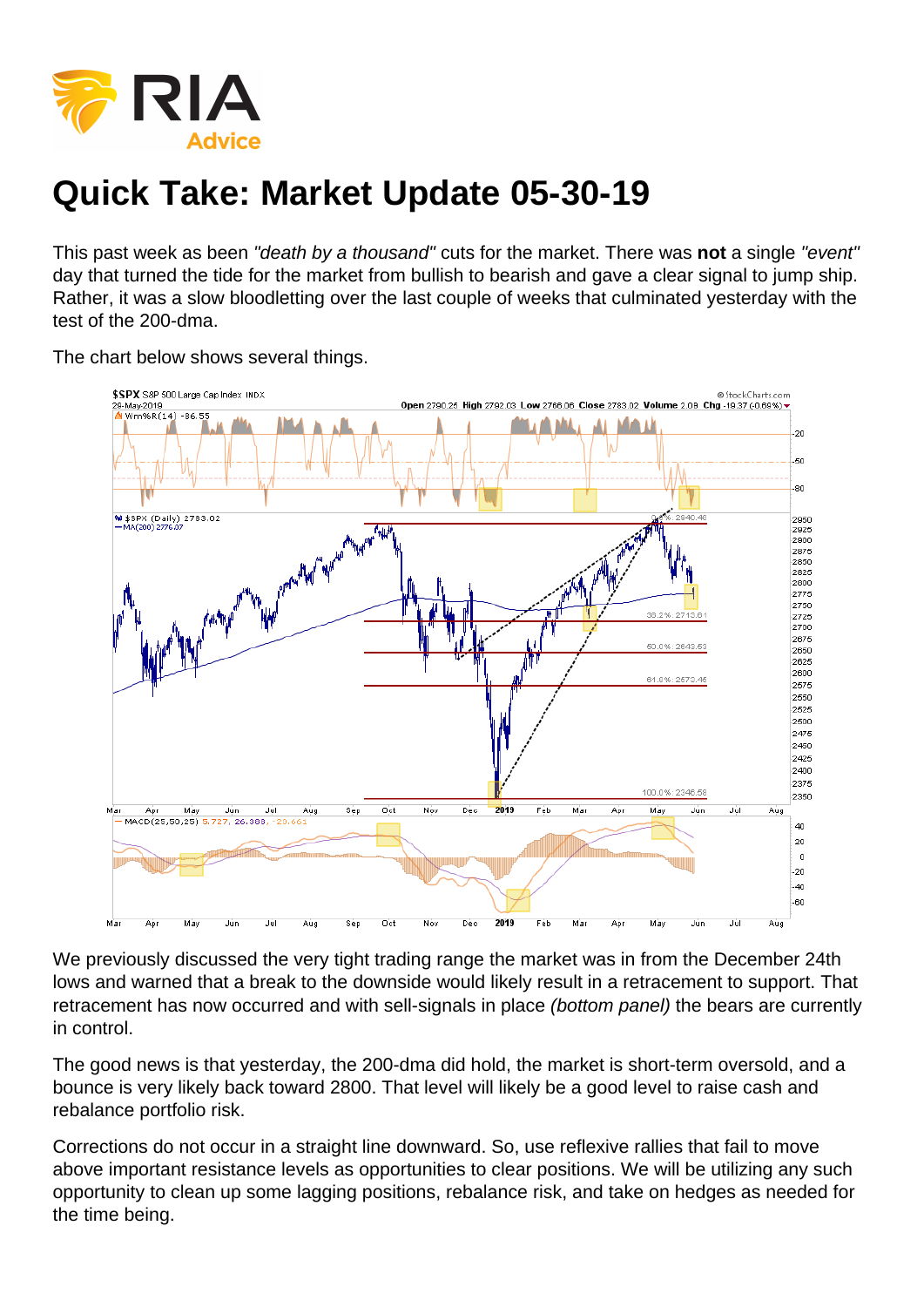# Quick Take: Market Update 05-30-19

This past week as been *"death by a thousand"* cuts for the market. There was **not** a single *"event"* day that turned the tide for the market from bullish to bearish and gave a clear signal to jump ship. Rather, it was a slow bloodletting over the last couple of weeks that culminated yesterday with the test of the 200-dma.

The chart below shows several things.

We previously discussed the very tight trading range the market was in from the December 24th lows and warned that a break to the downside would likely result in a retracement to support. That retracement has now occurred and with sell-signals in place *(bottom panel)* the bears are currently in control.

The good news is that yesterday, the 200-dma did hold, the market is short-term oversold, and a bounce is very likely back toward 2800. That level will likely be a good level to raise cash and rebalance portfolio risk.

Corrections do not occur in a straight line downward. So, use reflexive rallies that fail to move above important resistance levels as opportunities to clear positions. We will be utilizing any such opportunity to clean up some lagging positions, rebalance risk, and take on hedges as needed for the time being.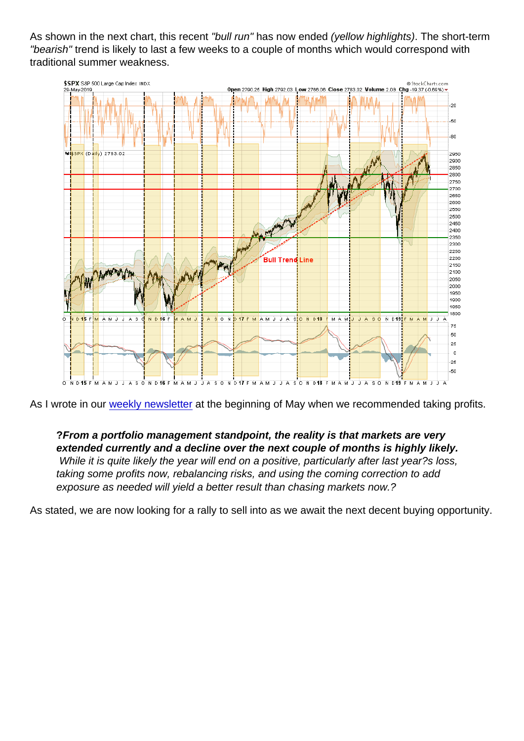As shown in the next chart, this recent *"bull run"* has now ended *(yellow highlights)*. The short-term *"bearish"* trend is likely to last a few weeks to a couple of months which would correspond with traditional summer weakness.

$SPX S&P 500 Large Cap Index INDX

29-May-2019

@ StockCharts.com

Open 2790.25 High 2792.03 Low 2766.06 Close 2783.02 Volume 2.0B Chg -19.37 (-0.69%)

$SPX (Daily) 2783.02

Bull Trend Line

As I wrote in our weekly newsletter at the beginning of May when we recommended taking profits.

> ?**From a portfolio management standpoint, the reality is that markets are very extended currently and a decline over the next couple of months is highly likely.** *While it is quite likely the year will end on a positive, particularly after last year?s loss, taking some profits now, rebalancing risks, and using the coming correction to add exposure as needed will yield a better result than chasing markets now.?*

As stated, we are now looking for a rally to sell into as we await the next decent buying opportunity.